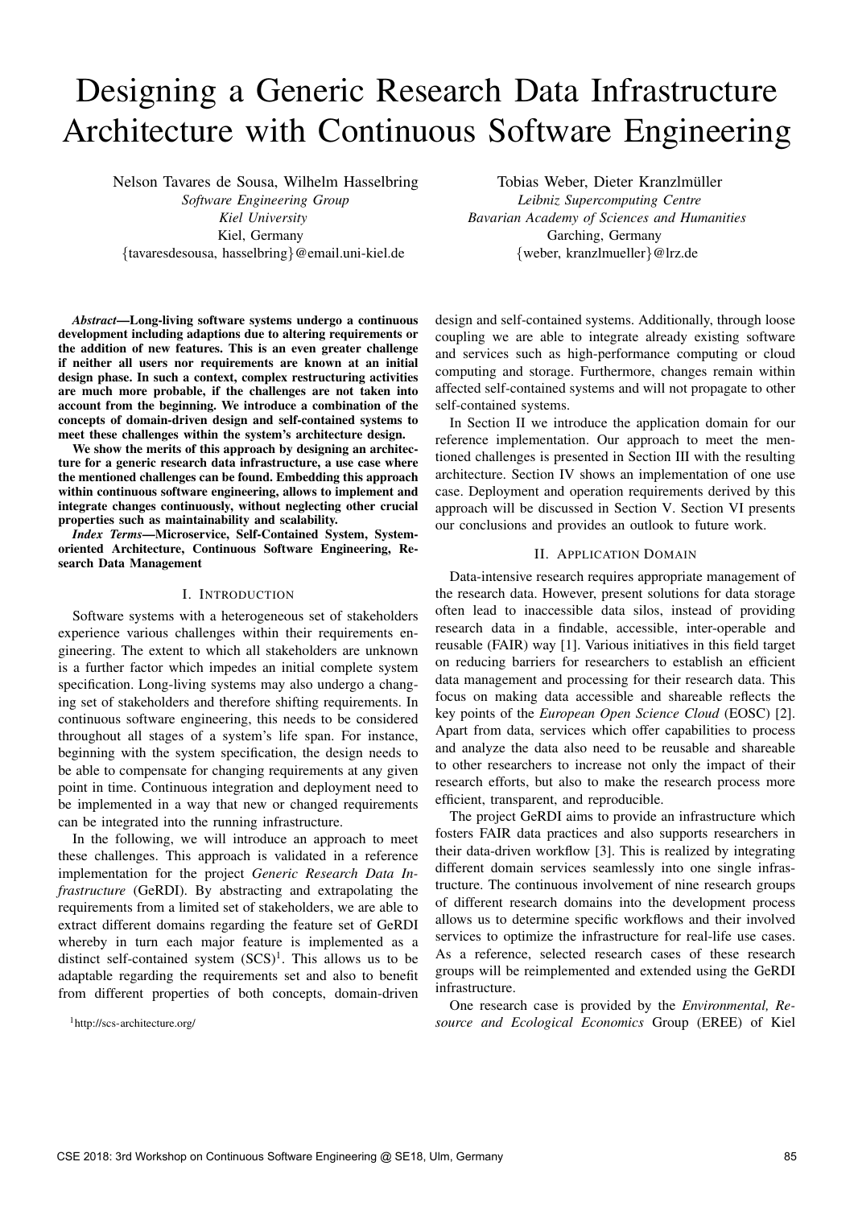# Designing a Generic Research Data Infrastructure Architecture with Continuous Software Engineering

Nelson Tavares de Sousa, Wilhelm Hasselbring
*Software Engineering Group*
*Kiel University*
Kiel, Germany
{tavaresdesousa, hasselbring}@email.uni-kiel.de

Tobias Weber, Dieter Kranzlmüller
*Leibniz Supercomputing Centre*
*Bavarian Academy of Sciences and Humanities*
Garching, Germany
{weber, kranzlmueller}@lrz.de

***Abstract*—Long-living software systems undergo a continuous development including adaptions due to altering requirements or the addition of new features. This is an even greater challenge if neither all users nor requirements are known at an initial design phase. In such a context, complex restructuring activities are much more probable, if the challenges are not taken into account from the beginning. We introduce a combination of the concepts of domain-driven design and self-contained systems to meet these challenges within the system's architecture design.**

**We show the merits of this approach by designing an architecture for a generic research data infrastructure, a use case where the mentioned challenges can be found. Embedding this approach within continuous software engineering, allows to implement and integrate changes continuously, without neglecting other crucial properties such as maintainability and scalability.**

***Index Terms*—Microservice, Self-Contained System, System-oriented Architecture, Continuous Software Engineering, Research Data Management**

## I. Introduction

Software systems with a heterogeneous set of stakeholders experience various challenges within their requirements engineering. The extent to which all stakeholders are unknown is a further factor which impedes an initial complete system specification. Long-living systems may also undergo a changing set of stakeholders and therefore shifting requirements. In continuous software engineering, this needs to be considered throughout all stages of a system's life span. For instance, beginning with the system specification, the design needs to be able to compensate for changing requirements at any given point in time. Continuous integration and deployment need to be implemented in a way that new or changed requirements can be integrated into the running infrastructure.

In the following, we will introduce an approach to meet these challenges. This approach is validated in a reference implementation for the project *Generic Research Data Infrastructure* (GeRDI). By abstracting and extrapolating the requirements from a limited set of stakeholders, we are able to extract different domains regarding the feature set of GeRDI whereby in turn each major feature is implemented as a distinct self-contained system (SCS)[1]. This allows us to be adaptable regarding the requirements set and also to benefit from different properties of both concepts, domain-driven design and self-contained systems. Additionally, through loose coupling we are able to integrate already existing software and services such as high-performance computing or cloud computing and storage. Furthermore, changes remain within affected self-contained systems and will not propagate to other self-contained systems.

In Section II we introduce the application domain for our reference implementation. Our approach to meet the mentioned challenges is presented in Section III with the resulting architecture. Section IV shows an implementation of one use case. Deployment and operation requirements derived by this approach will be discussed in Section V. Section VI presents our conclusions and provides an outlook to future work.

[1] http://scs-architecture.org/

## II. Application Domain

Data-intensive research requires appropriate management of the research data. However, present solutions for data storage often lead to inaccessible data silos, instead of providing research data in a findable, accessible, inter-operable and reusable (FAIR) way [1]. Various initiatives in this field target on reducing barriers for researchers to establish an efficient data management and processing for their research data. This focus on making data accessible and shareable reflects the key points of the *European Open Science Cloud* (EOSC) [2]. Apart from data, services which offer capabilities to process and analyze the data also need to be reusable and shareable to other researchers to increase not only the impact of their research efforts, but also to make the research process more efficient, transparent, and reproducible.

The project GeRDI aims to provide an infrastructure which fosters FAIR data practices and also supports researchers in their data-driven workflow [3]. This is realized by integrating different domain services seamlessly into one single infrastructure. The continuous involvement of nine research groups of different research domains into the development process allows us to determine specific workflows and their involved services to optimize the infrastructure for real-life use cases. As a reference, selected research cases of these research groups will be reimplemented and extended using the GeRDI infrastructure.

One research case is provided by the *Environmental, Resource and Ecological Economics* Group (EREE) of Kiel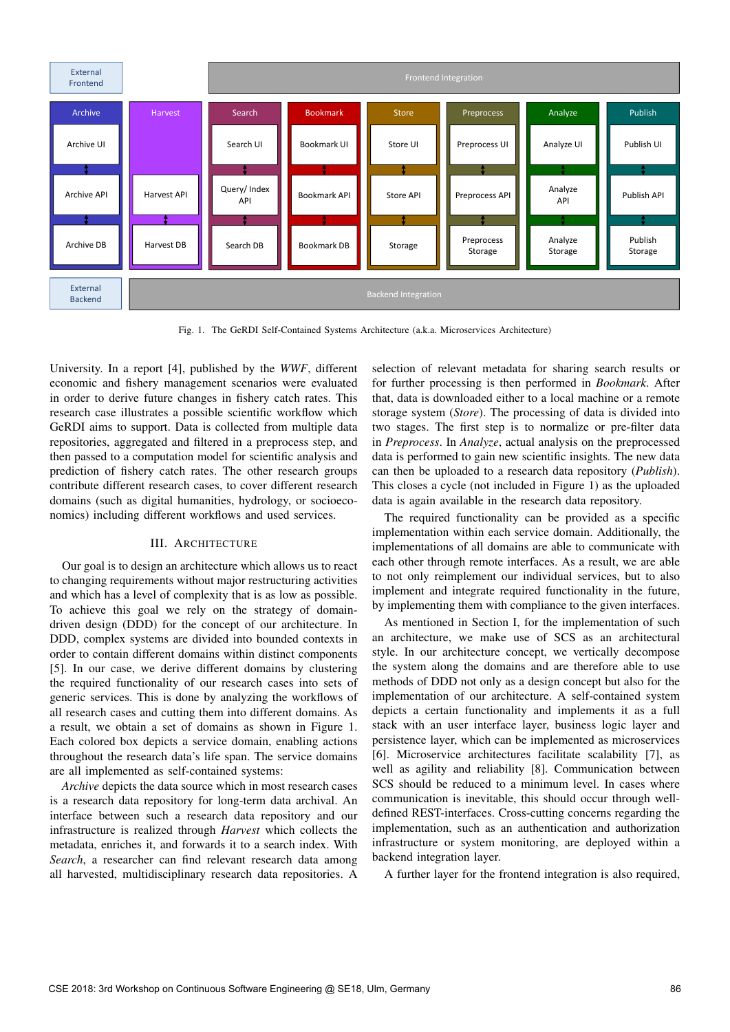Fig. 1. The GeRDI Self-Contained Systems Architecture (a.k.a. Microservices Architecture)

University. In a report [4], published by the *WWF*, different economic and fishery management scenarios were evaluated in order to derive future changes in fishery catch rates. This research case illustrates a possible scientific workflow which GeRDI aims to support. Data is collected from multiple data repositories, aggregated and filtered in a preprocess step, and then passed to a computation model for scientific analysis and prediction of fishery catch rates. The other research groups contribute different research cases, to cover different research domains (such as digital humanities, hydrology, or socioeconomics) including different workflows and used services.

## III. Architecture

Our goal is to design an architecture which allows us to react to changing requirements without major restructuring activities and which has a level of complexity that is as low as possible. To achieve this goal we rely on the strategy of domain-driven design (DDD) for the concept of our architecture. In DDD, complex systems are divided into bounded contexts in order to contain different domains within distinct components [5]. In our case, we derive different domains by clustering the required functionality of our research cases into sets of generic services. This is done by analyzing the workflows of all research cases and cutting them into different domains. As a result, we obtain a set of domains as shown in Figure 1. Each colored box depicts a service domain, enabling actions throughout the research data's life span. The service domains are all implemented as self-contained systems:

*Archive* depicts the data source which in most research cases is a research data repository for long-term data archival. An interface between such a research data repository and our infrastructure is realized through *Harvest* which collects the metadata, enriches it, and forwards it to a search index. With *Search*, a researcher can find relevant research data among all harvested, multidisciplinary research data repositories. A selection of relevant metadata for sharing search results or for further processing is then performed in *Bookmark*. After that, data is downloaded either to a local machine or a remote storage system (*Store*). The processing of data is divided into two stages. The first step is to normalize or pre-filter data in *Preprocess*. In *Analyze*, actual analysis on the preprocessed data is performed to gain new scientific insights. The new data can then be uploaded to a research data repository (*Publish*). This closes a cycle (not included in Figure 1) as the uploaded data is again available in the research data repository.

The required functionality can be provided as a specific implementation within each service domain. Additionally, the implementations of all domains are able to communicate with each other through remote interfaces. As a result, we are able to not only reimplement our individual services, but to also implement and integrate required functionality in the future, by implementing them with compliance to the given interfaces.

As mentioned in Section I, for the implementation of such an architecture, we make use of SCS as an architectural style. In our architecture concept, we vertically decompose the system along the domains and are therefore able to use methods of DDD not only as a design concept but also for the implementation of our architecture. A self-contained system depicts a certain functionality and implements it as a full stack with an user interface layer, business logic layer and persistence layer, which can be implemented as microservices [6]. Microservice architectures facilitate scalability [7], as well as agility and reliability [8]. Communication between SCS should be reduced to a minimum level. In cases where communication is inevitable, this should occur through well-defined REST-interfaces. Cross-cutting concerns regarding the implementation, such as an authentication and authorization infrastructure or system monitoring, are deployed within a backend integration layer.

A further layer for the frontend integration is also required,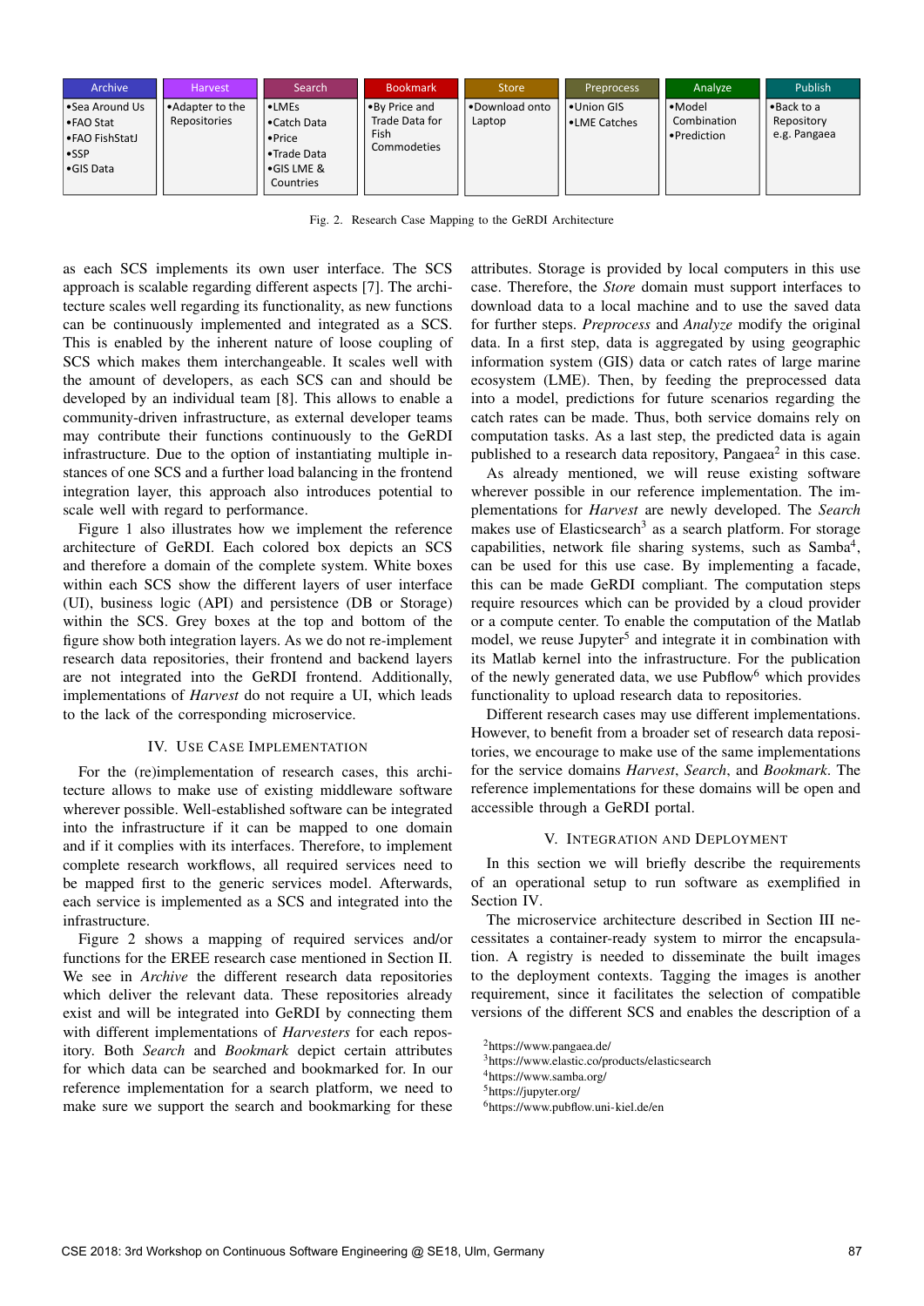| Archive | Harvest | Search | Bookmark | Store | Preprocess | Analyze | Publish |
|---|---|---|---|---|---|---|---|
| •Sea Around Us<br>•FAO Stat<br>•FAO FishStatJ<br>•SSP<br>•GIS Data | •Adapter to the Repositories | •LMEs<br>•Catch Data<br>•Price<br>•Trade Data<br>•GIS LME & Countries | •By Price and Trade Data for Fish Commodeties | •Download onto Laptop | •Union GIS<br>•LME Catches | •Model Combination<br>•Prediction | •Back to a Repository e.g. Pangaea |

Fig. 2. Research Case Mapping to the GeRDI Architecture

as each SCS implements its own user interface. The SCS approach is scalable regarding different aspects [7]. The architecture scales well regarding its functionality, as new functions can be continuously implemented and integrated as a SCS. This is enabled by the inherent nature of loose coupling of SCS which makes them interchangeable. It scales well with the amount of developers, as each SCS can and should be developed by an individual team [8]. This allows to enable a community-driven infrastructure, as external developer teams may contribute their functions continuously to the GeRDI infrastructure. Due to the option of instantiating multiple instances of one SCS and a further load balancing in the frontend integration layer, this approach also introduces potential to scale well with regard to performance.

Figure 1 also illustrates how we implement the reference architecture of GeRDI. Each colored box depicts an SCS and therefore a domain of the complete system. White boxes within each SCS show the different layers of user interface (UI), business logic (API) and persistence (DB or Storage) within the SCS. Grey boxes at the top and bottom of the figure show both integration layers. As we do not re-implement research data repositories, their frontend and backend layers are not integrated into the GeRDI frontend. Additionally, implementations of *Harvest* do not require a UI, which leads to the lack of the corresponding microservice.

## IV. Use Case Implementation

For the (re)implementation of research cases, this architecture allows to make use of existing middleware software wherever possible. Well-established software can be integrated into the infrastructure if it can be mapped to one domain and if it complies with its interfaces. Therefore, to implement complete research workflows, all required services need to be mapped first to the generic services model. Afterwards, each service is implemented as a SCS and integrated into the infrastructure.

Figure 2 shows a mapping of required services and/or functions for the EREE research case mentioned in Section II. We see in *Archive* the different research data repositories which deliver the relevant data. These repositories already exist and will be integrated into GeRDI by connecting them with different implementations of *Harvesters* for each repository. Both *Search* and *Bookmark* depict certain attributes for which data can be searched and bookmarked for. In our reference implementation for a search platform, we need to make sure we support the search and bookmarking for these attributes. Storage is provided by local computers in this use case. Therefore, the *Store* domain must support interfaces to download data to a local machine and to use the saved data for further steps. *Preprocess* and *Analyze* modify the original data. In a first step, data is aggregated by using geographic information system (GIS) data or catch rates of large marine ecosystem (LME). Then, by feeding the preprocessed data into a model, predictions for future scenarios regarding the catch rates can be made. Thus, both service domains rely on computation tasks. As a last step, the predicted data is again published to a research data repository, Pangaea[2] in this case.

As already mentioned, we will reuse existing software wherever possible in our reference implementation. The implementations for *Harvest* are newly developed. The *Search* makes use of Elasticsearch[3] as a search platform. For storage capabilities, network file sharing systems, such as Samba[4], can be used for this use case. By implementing a facade, this can be made GeRDI compliant. The computation steps require resources which can be provided by a cloud provider or a compute center. To enable the computation of the Matlab model, we reuse Jupyter[5] and integrate it in combination with its Matlab kernel into the infrastructure. For the publication of the newly generated data, we use Pubflow[6] which provides functionality to upload research data to repositories.

Different research cases may use different implementations. However, to benefit from a broader set of research data repositories, we encourage to make use of the same implementations for the service domains *Harvest*, *Search*, and *Bookmark*. The reference implementations for these domains will be open and accessible through a GeRDI portal.

## V. Integration and Deployment

In this section we will briefly describe the requirements of an operational setup to run software as exemplified in Section IV.

The microservice architecture described in Section III necessitates a container-ready system to mirror the encapsulation. A registry is needed to disseminate the built images to the deployment contexts. Tagging the images is another requirement, since it facilitates the selection of compatible versions of the different SCS and enables the description of a

[2]https://www.pangaea.de/
[3]https://www.elastic.co/products/elasticsearch
[4]https://www.samba.org/
[5]https://jupyter.org/
[6]https://www.pubflow.uni-kiel.de/en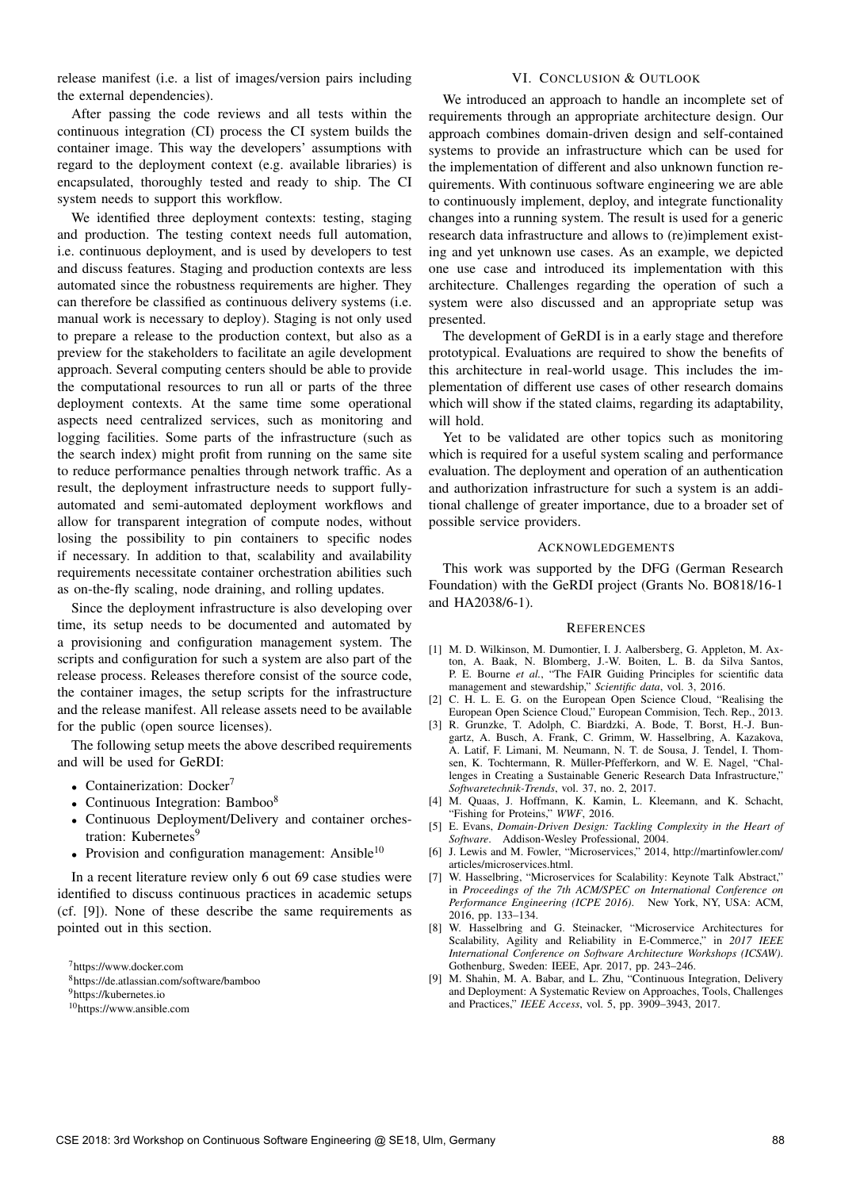release manifest (i.e. a list of images/version pairs including the external dependencies).

After passing the code reviews and all tests within the continuous integration (CI) process the CI system builds the container image. This way the developers' assumptions with regard to the deployment context (e.g. available libraries) is encapsulated, thoroughly tested and ready to ship. The CI system needs to support this workflow.

We identified three deployment contexts: testing, staging and production. The testing context needs full automation, i.e. continuous deployment, and is used by developers to test and discuss features. Staging and production contexts are less automated since the robustness requirements are higher. They can therefore be classified as continuous delivery systems (i.e. manual work is necessary to deploy). Staging is not only used to prepare a release to the production context, but also as a preview for the stakeholders to facilitate an agile development approach. Several computing centers should be able to provide the computational resources to run all or parts of the three deployment contexts. At the same time some operational aspects need centralized services, such as monitoring and logging facilities. Some parts of the infrastructure (such as the search index) might profit from running on the same site to reduce performance penalties through network traffic. As a result, the deployment infrastructure needs to support fully-automated and semi-automated deployment workflows and allow for transparent integration of compute nodes, without losing the possibility to pin containers to specific nodes if necessary. In addition to that, scalability and availability requirements necessitate container orchestration abilities such as on-the-fly scaling, node draining, and rolling updates.

Since the deployment infrastructure is also developing over time, its setup needs to be documented and automated by a provisioning and configuration management system. The scripts and configuration for such a system are also part of the release process. Releases therefore consist of the source code, the container images, the setup scripts for the infrastructure and the release manifest. All release assets need to be available for the public (open source licenses).

The following setup meets the above described requirements and will be used for GeRDI:

- Containerization: Docker[7]
- Continuous Integration: Bamboo[8]
- Continuous Deployment/Delivery and container orchestration: Kubernetes[9]
- Provision and configuration management: Ansible[10]

In a recent literature review only 6 out 69 case studies were identified to discuss continuous practices in academic setups (cf. [9]). None of these describe the same requirements as pointed out in this section.

[7] https://www.docker.com

[8] https://de.atlassian.com/software/bamboo

[9] https://kubernetes.io

[10] https://www.ansible.com

## VI. Conclusion & Outlook

We introduced an approach to handle an incomplete set of requirements through an appropriate architecture design. Our approach combines domain-driven design and self-contained systems to provide an infrastructure which can be used for the implementation of different and also unknown function requirements. With continuous software engineering we are able to continuously implement, deploy, and integrate functionality changes into a running system. The result is used for a generic research data infrastructure and allows to (re)implement existing and yet unknown use cases. As an example, we depicted one use case and introduced its implementation with this architecture. Challenges regarding the operation of such a system were also discussed and an appropriate setup was presented.

The development of GeRDI is in a early stage and therefore prototypical. Evaluations are required to show the benefits of this architecture in real-world usage. This includes the implementation of different use cases of other research domains which will show if the stated claims, regarding its adaptability, will hold.

Yet to be validated are other topics such as monitoring which is required for a useful system scaling and performance evaluation. The deployment and operation of an authentication and authorization infrastructure for such a system is an additional challenge of greater importance, due to a broader set of possible service providers.

## Acknowledgements

This work was supported by the DFG (German Research Foundation) with the GeRDI project (Grants No. BO818/16-1 and HA2038/6-1).

## References

[1] M. D. Wilkinson, M. Dumontier, I. J. Aalbersberg, G. Appleton, M. Axton, A. Baak, N. Blomberg, J.-W. Boiten, L. B. da Silva Santos, P. E. Bourne *et al.*, "The FAIR Guiding Principles for scientific data management and stewardship," *Scientific data*, vol. 3, 2016.

[2] C. H. L. E. G. on the European Open Science Cloud, "Realising the European Open Science Cloud," European Commision, Tech. Rep., 2013.

[3] R. Grunzke, T. Adolph, C. Biardzki, A. Bode, T. Borst, H.-J. Bungartz, A. Busch, A. Frank, C. Grimm, W. Hasselbring, A. Kazakova, A. Latif, F. Limani, M. Neumann, N. T. de Sousa, J. Tendel, I. Thomsen, K. Tochtermann, R. Müller-Pfefferkorn, and W. E. Nagel, "Challenges in Creating a Sustainable Generic Research Data Infrastructure," *Softwaretechnik-Trends*, vol. 37, no. 2, 2017.

[4] M. Quaas, J. Hoffmann, K. Kamin, L. Kleemann, and K. Schacht, "Fishing for Proteins," *WWF*, 2016.

[5] E. Evans, *Domain-Driven Design: Tackling Complexity in the Heart of Software*. Addison-Wesley Professional, 2004.

[6] J. Lewis and M. Fowler, "Microservices," 2014, http://martinfowler.com/articles/microservices.html.

[7] W. Hasselbring, "Microservices for Scalability: Keynote Talk Abstract," in *Proceedings of the 7th ACM/SPEC on International Conference on Performance Engineering (ICPE 2016)*. New York, NY, USA: ACM, 2016, pp. 133–134.

[8] W. Hasselbring and G. Steinacker, "Microservice Architectures for Scalability, Agility and Reliability in E-Commerce," in *2017 IEEE International Conference on Software Architecture Workshops (ICSAW)*. Gothenburg, Sweden: IEEE, Apr. 2017, pp. 243–246.

[9] M. Shahin, M. A. Babar, and L. Zhu, "Continuous Integration, Delivery and Deployment: A Systematic Review on Approaches, Tools, Challenges and Practices," *IEEE Access*, vol. 5, pp. 3909–3943, 2017.